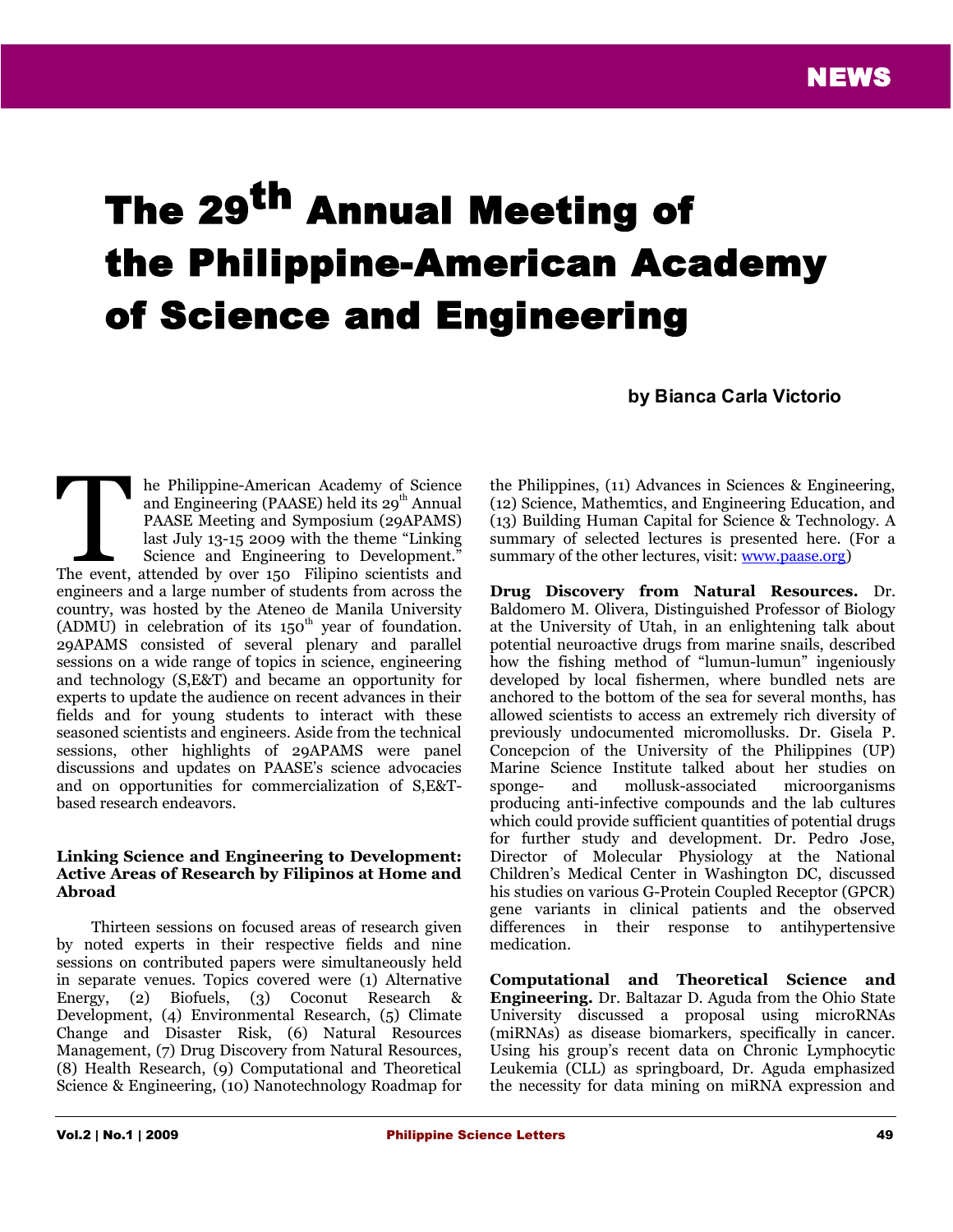# The 29th Annual Meeting of the Philippine-American Academy of Science and Engineering

**by Bianca Carla Victorio**

The Philippine-American Academy of Science and Engineering (PAASE) held its 29th Annual PAASE Meeting and Symposium (29APAMS) last July 13-15 2009 with the theme "Linking Science and Engineering to Development." The event, attended by over 150 Filipino scientists and engineers and a large number of students from across the country, was hosted by the Ateneo de Manila University (ADMU) in celebration of its 150th year of foundation. 29APAMS consisted of several plenary and parallel sessions on a wide range of topics in science, engineering and technology (S,E&T) and became an opportunity for experts to update the audience on recent advances in their fields and for young students to interact with these seasoned scientists and engineers. Aside from the technical sessions, other highlights of 29APAMS were panel discussions and updates on PAASE's science advocacies and on opportunities for commercialization of S,E&T-based research endeavors.

**Linking Science and Engineering to Development: Active Areas of Research by Filipinos at Home and Abroad**

Thirteen sessions on focused areas of research given by noted experts in their respective fields and nine sessions on contributed papers were simultaneously held in separate venues. Topics covered were (1) Alternative Energy, (2) Biofuels, (3) Coconut Research & Development, (4) Environmental Research, (5) Climate Change and Disaster Risk, (6) Natural Resources Management, (7) Drug Discovery from Natural Resources, (8) Health Research, (9) Computational and Theoretical Science & Engineering, (10) Nanotechnology Roadmap for the Philippines, (11) Advances in Sciences & Engineering, (12) Science, Mathemtics, and Engineering Education, and (13) Building Human Capital for Science & Technology. A summary of selected lectures is presented here. (For a summary of the other lectures, visit: www.paase.org)

**Drug Discovery from Natural Resources.** Dr. Baldomero M. Olivera, Distinguished Professor of Biology at the University of Utah, in an enlightening talk about potential neuroactive drugs from marine snails, described how the fishing method of "lumun-lumun" ingeniously developed by local fishermen, where bundled nets are anchored to the bottom of the sea for several months, has allowed scientists to access an extremely rich diversity of previously undocumented micromollusks. Dr. Gisela P. Concepcion of the University of the Philippines (UP) Marine Science Institute talked about her studies on sponge- and mollusk-associated microorganisms producing anti-infective compounds and the lab cultures which could provide sufficient quantities of potential drugs for further study and development. Dr. Pedro Jose, Director of Molecular Physiology at the National Children's Medical Center in Washington DC, discussed his studies on various G-Protein Coupled Receptor (GPCR) gene variants in clinical patients and the observed differences in their response to antihypertensive medication.

**Computational and Theoretical Science and Engineering.** Dr. Baltazar D. Aguda from the Ohio State University discussed a proposal using microRNAs (miRNAs) as disease biomarkers, specifically in cancer. Using his group's recent data on Chronic Lymphocytic Leukemia (CLL) as springboard, Dr. Aguda emphasized the necessity for data mining on miRNA expression and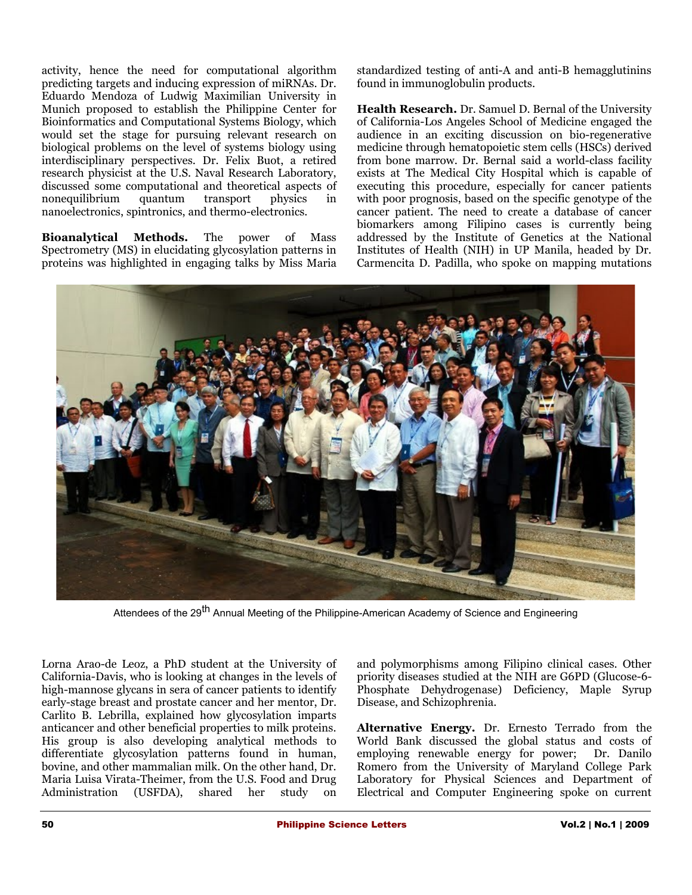activity, hence the need for computational algorithm predicting targets and inducing expression of miRNAs. Dr. Eduardo Mendoza of Ludwig Maximilian University in Munich proposed to establish the Philippine Center for Bioinformatics and Computational Systems Biology, which would set the stage for pursuing relevant research on biological problems on the level of systems biology using interdisciplinary perspectives. Dr. Felix Buot, a retired research physicist at the U.S. Naval Research Laboratory, discussed some computational and theoretical aspects of nonequilibrium quantum transport physics in nanoelectronics, spintronics, and thermo-electronics.

**Bioanalytical Methods.** The power of Mass Spectrometry (MS) in elucidating glycosylation patterns in proteins was highlighted in engaging talks by Miss Maria Lorna Arao-de Leoz, a PhD student at the University of California-Davis, who is looking at changes in the levels of high-mannose glycans in sera of cancer patients to identify early-stage breast and prostate cancer and her mentor, Dr. Carlito B. Lebrilla, explained how glycosylation imparts anticancer and other beneficial properties to milk proteins. His group is also developing analytical methods to differentiate glycosylation patterns found in human, bovine, and other mammalian milk. On the other hand, Dr. Maria Luisa Virata-Theimer, from the U.S. Food and Drug Administration (USFDA), shared her study on standardized testing of anti-A and anti-B hemagglutinins found in immunoglobulin products.

**Health Research.** Dr. Samuel D. Bernal of the University of California-Los Angeles School of Medicine engaged the audience in an exciting discussion on bio-regenerative medicine through hematopoietic stem cells (HSCs) derived from bone marrow. Dr. Bernal said a world-class facility exists at The Medical City Hospital which is capable of executing this procedure, especially for cancer patients with poor prognosis, based on the specific genotype of the cancer patient. The need to create a database of cancer biomarkers among Filipino cases is currently being addressed by the Institute of Genetics at the National Institutes of Health (NIH) in UP Manila, headed by Dr. Carmencita D. Padilla, who spoke on mapping mutations and polymorphisms among Filipino clinical cases. Other priority diseases studied at the NIH are G6PD (Glucose-6-Phosphate Dehydrogenase) Deficiency, Maple Syrup Disease, and Schizophrenia.

Attendees of the 29th Annual Meeting of the Philippine-American Academy of Science and Engineering

**Alternative Energy.** Dr. Ernesto Terrado from the World Bank discussed the global status and costs of employing renewable energy for power; Dr. Danilo Romero from the University of Maryland College Park Laboratory for Physical Sciences and Department of Electrical and Computer Engineering spoke on current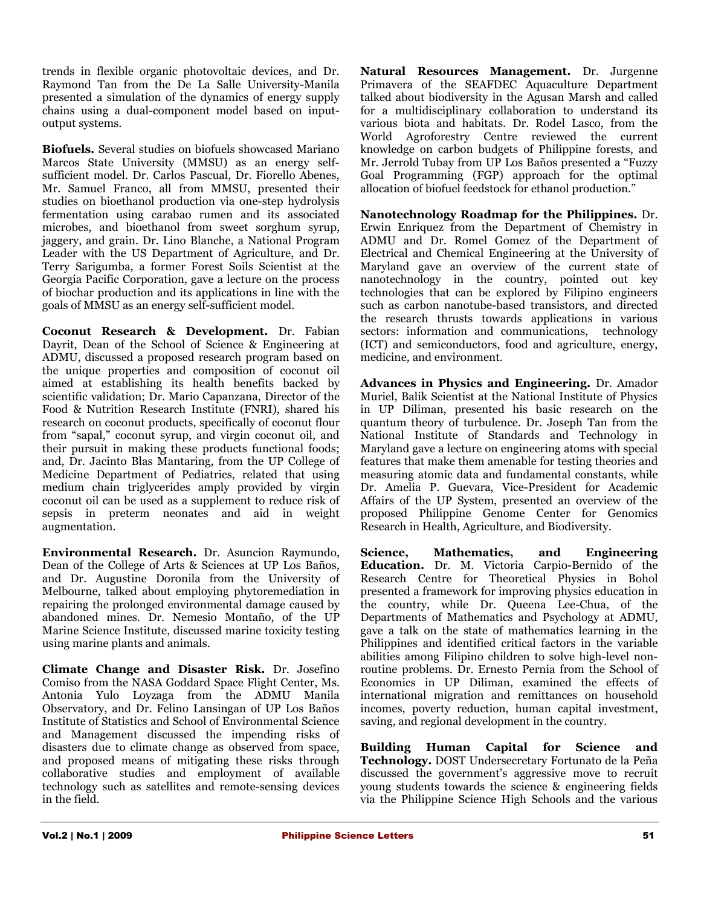trends in flexible organic photovoltaic devices, and Dr. Raymond Tan from the De La Salle University-Manila presented a simulation of the dynamics of energy supply chains using a dual-component model based on input-output systems.

**Biofuels.** Several studies on biofuels showcased Mariano Marcos State University (MMSU) as an energy self-sufficient model. Dr. Carlos Pascual, Dr. Fiorello Abenes, Mr. Samuel Franco, all from MMSU, presented their studies on bioethanol production via one-step hydrolysis fermentation using carabao rumen and its associated microbes, and bioethanol from sweet sorghum syrup, jaggery, and grain. Dr. Lino Blanche, a National Program Leader with the US Department of Agriculture, and Dr. Terry Sarigumba, a former Forest Soils Scientist at the Georgia Pacific Corporation, gave a lecture on the process of biochar production and its applications in line with the goals of MMSU as an energy self-sufficient model.

**Coconut Research & Development.** Dr. Fabian Dayrit, Dean of the School of Science & Engineering at ADMU, discussed a proposed research program based on the unique properties and composition of coconut oil aimed at establishing its health benefits backed by scientific validation; Dr. Mario Capanzana, Director of the Food & Nutrition Research Institute (FNRI), shared his research on coconut products, specifically of coconut flour from "sapal," coconut syrup, and virgin coconut oil, and their pursuit in making these products functional foods; and, Dr. Jacinto Blas Mantaring, from the UP College of Medicine Department of Pediatrics, related that using medium chain triglycerides amply provided by virgin coconut oil can be used as a supplement to reduce risk of sepsis in preterm neonates and aid in weight augmentation.

**Environmental Research.** Dr. Asuncion Raymundo, Dean of the College of Arts & Sciences at UP Los Baños, and Dr. Augustine Doronila from the University of Melbourne, talked about employing phytoremediation in repairing the prolonged environmental damage caused by abandoned mines. Dr. Nemesio Montaño, of the UP Marine Science Institute, discussed marine toxicity testing using marine plants and animals.

**Climate Change and Disaster Risk.** Dr. Josefino Comiso from the NASA Goddard Space Flight Center, Ms. Antonia Yulo Loyzaga from the ADMU Manila Observatory, and Dr. Felino Lansingan of UP Los Baños Institute of Statistics and School of Environmental Science and Management discussed the impending risks of disasters due to climate change as observed from space, and proposed means of mitigating these risks through collaborative studies and employment of available technology such as satellites and remote-sensing devices in the field.

**Natural Resources Management.** Dr. Jurgenne Primavera of the SEAFDEC Aquaculture Department talked about biodiversity in the Agusan Marsh and called for a multidisciplinary collaboration to understand its various biota and habitats. Dr. Rodel Lasco, from the World Agroforestry Centre reviewed the current knowledge on carbon budgets of Philippine forests, and Mr. Jerrold Tubay from UP Los Baños presented a "Fuzzy Goal Programming (FGP) approach for the optimal allocation of biofuel feedstock for ethanol production."

**Nanotechnology Roadmap for the Philippines.** Dr. Erwin Enriquez from the Department of Chemistry in ADMU and Dr. Romel Gomez of the Department of Electrical and Chemical Engineering at the University of Maryland gave an overview of the current state of nanotechnology in the country, pointed out key technologies that can be explored by Filipino engineers such as carbon nanotube-based transistors, and directed the research thrusts towards applications in various sectors: information and communications, technology (ICT) and semiconductors, food and agriculture, energy, medicine, and environment.

**Advances in Physics and Engineering.** Dr. Amador Muriel, Balik Scientist at the National Institute of Physics in UP Diliman, presented his basic research on the quantum theory of turbulence. Dr. Joseph Tan from the National Institute of Standards and Technology in Maryland gave a lecture on engineering atoms with special features that make them amenable for testing theories and measuring atomic data and fundamental constants, while Dr. Amelia P. Guevara, Vice-President for Academic Affairs of the UP System, presented an overview of the proposed Philippine Genome Center for Genomics Research in Health, Agriculture, and Biodiversity.

**Science, Mathematics, and Engineering Education.** Dr. M. Victoria Carpio-Bernido of the Research Centre for Theoretical Physics in Bohol presented a framework for improving physics education in the country, while Dr. Queena Lee-Chua, of the Departments of Mathematics and Psychology at ADMU, gave a talk on the state of mathematics learning in the Philippines and identified critical factors in the variable abilities among Filipino children to solve high-level non-routine problems. Dr. Ernesto Pernia from the School of Economics in UP Diliman, examined the effects of international migration and remittances on household incomes, poverty reduction, human capital investment, saving, and regional development in the country.

**Building Human Capital for Science and Technology.** DOST Undersecretary Fortunato de la Peña discussed the government's aggressive move to recruit young students towards the science & engineering fields via the Philippine Science High Schools and the various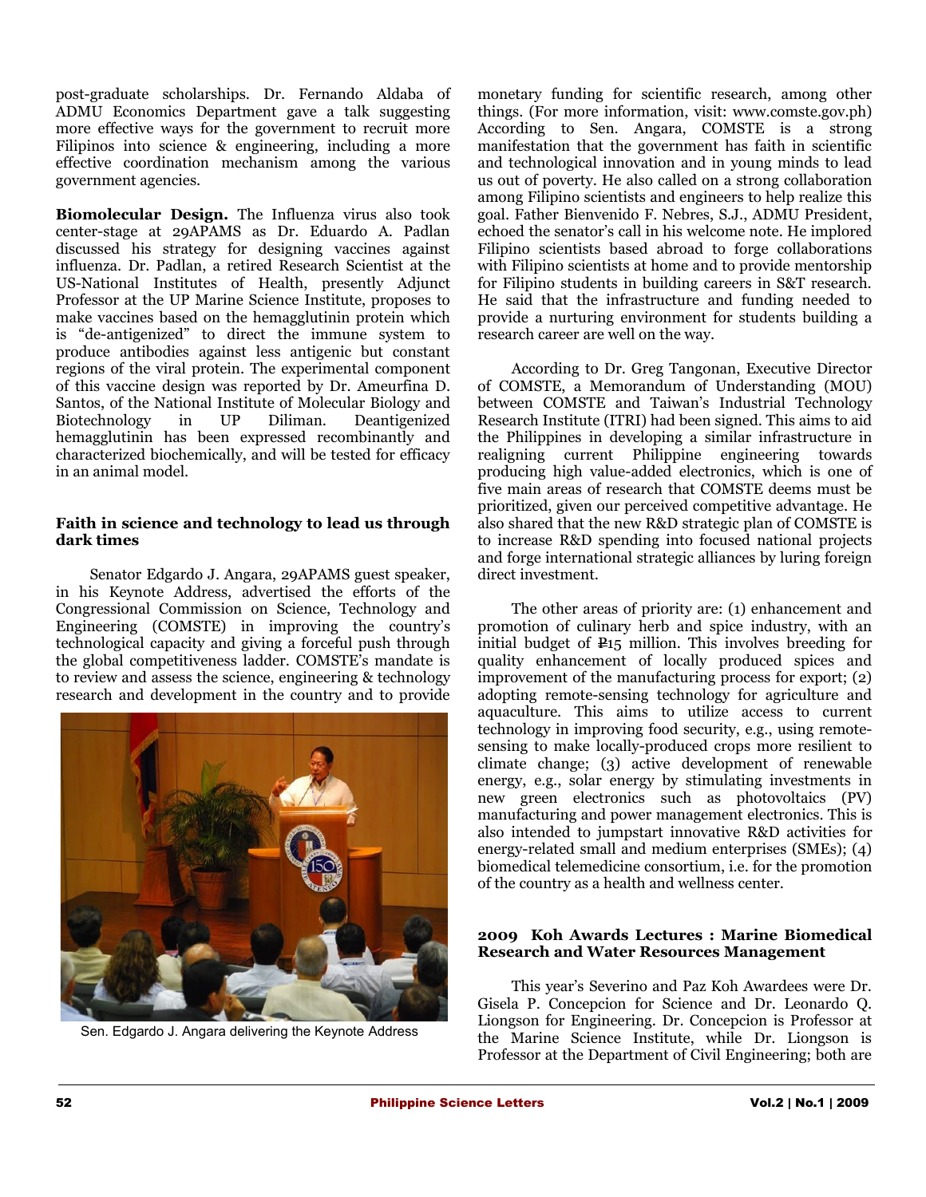post-graduate scholarships. Dr. Fernando Aldaba of ADMU Economics Department gave a talk suggesting more effective ways for the government to recruit more Filipinos into science & engineering, including a more effective coordination mechanism among the various government agencies.

**Biomolecular Design.** The Influenza virus also took center-stage at 29APAMS as Dr. Eduardo A. Padlan discussed his strategy for designing vaccines against influenza. Dr. Padlan, a retired Research Scientist at the US-National Institutes of Health, presently Adjunct Professor at the UP Marine Science Institute, proposes to make vaccines based on the hemagglutinin protein which is "de-antigenized" to direct the immune system to produce antibodies against less antigenic but constant regions of the viral protein. The experimental component of this vaccine design was reported by Dr. Ameurfina D. Santos, of the National Institute of Molecular Biology and Biotechnology in UP Diliman. Deantigenized hemagglutinin has been expressed recombinantly and characterized biochemically, and will be tested for efficacy in an animal model.

### Faith in science and technology to lead us through dark times

Senator Edgardo J. Angara, 29APAMS guest speaker, in his Keynote Address, advertised the efforts of the Congressional Commission on Science, Technology and Engineering (COMSTE) in improving the country's technological capacity and giving a forceful push through the global competitiveness ladder. COMSTE's mandate is to review and assess the science, engineering & technology research and development in the country and to provide monetary funding for scientific research, among other things. (For more information, visit: www.comste.gov.ph) According to Sen. Angara, COMSTE is a strong manifestation that the government has faith in scientific and technological innovation and in young minds to lead us out of poverty. He also called on a strong collaboration among Filipino scientists and engineers to help realize this goal. Father Bienvenido F. Nebres, S.J., ADMU President, echoed the senator's call in his welcome note. He implored Filipino scientists based abroad to forge collaborations with Filipino scientists at home and to provide mentorship for Filipino students in building careers in S&T research. He said that the infrastructure and funding needed to provide a nurturing environment for students building a research career are well on the way.

Sen. Edgardo J. Angara delivering the Keynote Address

According to Dr. Greg Tangonan, Executive Director of COMSTE, a Memorandum of Understanding (MOU) between COMSTE and Taiwan's Industrial Technology Research Institute (ITRI) had been signed. This aims to aid the Philippines in developing a similar infrastructure in realigning current Philippine engineering towards producing high value-added electronics, which is one of five main areas of research that COMSTE deems must be prioritized, given our perceived competitive advantage. He also shared that the new R&D strategic plan of COMSTE is to increase R&D spending into focused national projects and forge international strategic alliances by luring foreign direct investment.

The other areas of priority are: (1) enhancement and promotion of culinary herb and spice industry, with an initial budget of ₱15 million. This involves breeding for quality enhancement of locally produced spices and improvement of the manufacturing process for export; (2) adopting remote-sensing technology for agriculture and aquaculture. This aims to utilize access to current technology in improving food security, e.g., using remote-sensing to make locally-produced crops more resilient to climate change; (3) active development of renewable energy, e.g., solar energy by stimulating investments in new green electronics such as photovoltaics (PV) manufacturing and power management electronics. This is also intended to jumpstart innovative R&D activities for energy-related small and medium enterprises (SMEs); (4) biomedical telemedicine consortium, i.e. for the promotion of the country as a health and wellness center.

### 2009 Koh Awards Lectures : Marine Biomedical Research and Water Resources Management

This year's Severino and Paz Koh Awardees were Dr. Gisela P. Concepcion for Science and Dr. Leonardo Q. Liongson for Engineering. Dr. Concepcion is Professor at the Marine Science Institute, while Dr. Liongson is Professor at the Department of Civil Engineering; both are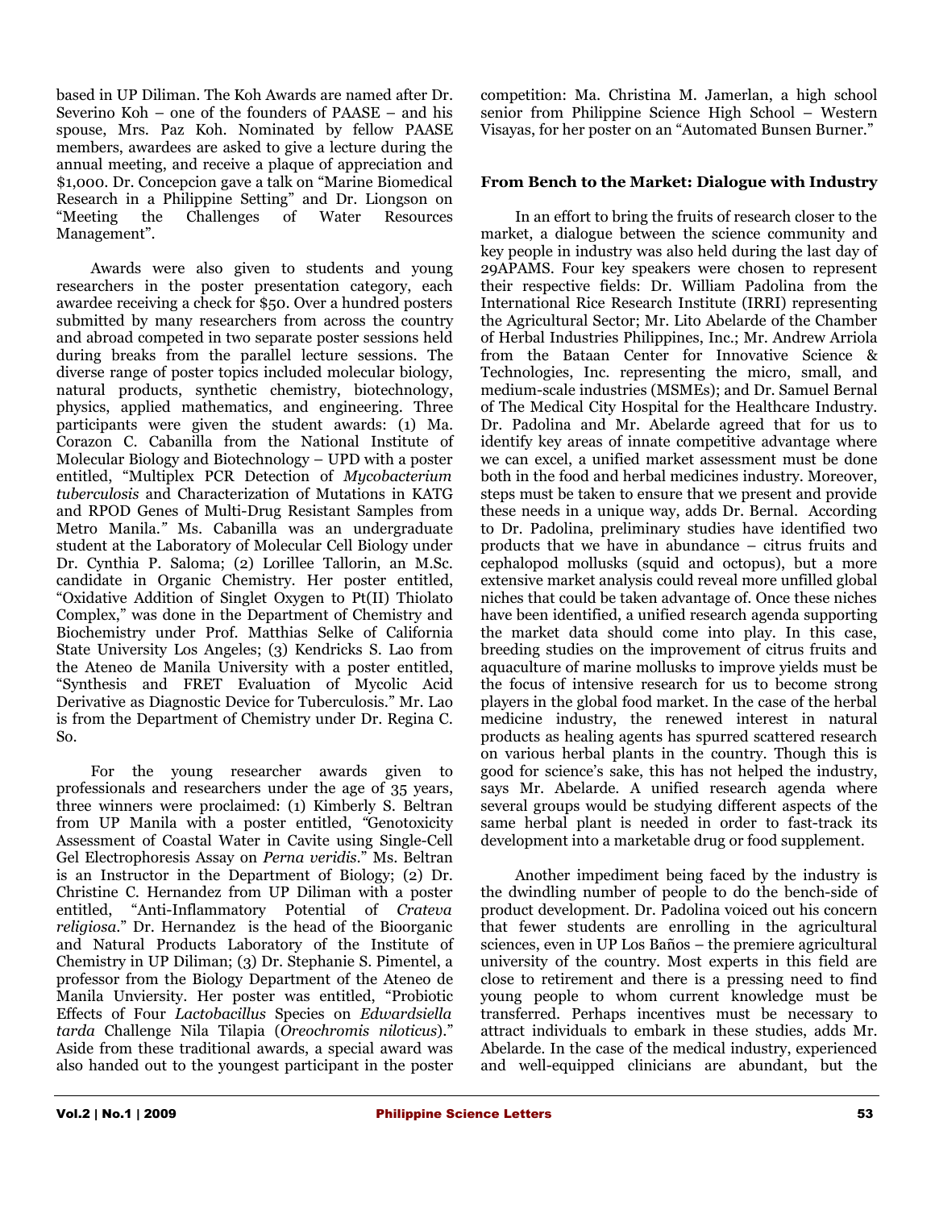based in UP Diliman. The Koh Awards are named after Dr. Severino Koh – one of the founders of PAASE – and his spouse, Mrs. Paz Koh. Nominated by fellow PAASE members, awardees are asked to give a lecture during the annual meeting, and receive a plaque of appreciation and $1,000. Dr. Concepcion gave a talk on "Marine Biomedical Research in a Philippine Setting" and Dr. Liongson on "Meeting the Challenges of Water Resources Management".

Awards were also given to students and young researchers in the poster presentation category, each awardee receiving a check for $50. Over a hundred posters submitted by many researchers from across the country and abroad competed in two separate poster sessions held during breaks from the parallel lecture sessions. The diverse range of poster topics included molecular biology, natural products, synthetic chemistry, biotechnology, physics, applied mathematics, and engineering. Three participants were given the student awards: (1) Ma. Corazon C. Cabanilla from the National Institute of Molecular Biology and Biotechnology – UPD with a poster entitled, "Multiplex PCR Detection of *Mycobacterium tuberculosis* and Characterization of Mutations in KATG and RPOD Genes of Multi-Drug Resistant Samples from Metro Manila." Ms. Cabanilla was an undergraduate student at the Laboratory of Molecular Cell Biology under Dr. Cynthia P. Saloma; (2) Lorillee Tallorin, an M.Sc. candidate in Organic Chemistry. Her poster entitled, "Oxidative Addition of Singlet Oxygen to Pt(II) Thiolato Complex," was done in the Department of Chemistry and Biochemistry under Prof. Matthias Selke of California State University Los Angeles; (3) Kendricks S. Lao from the Ateneo de Manila University with a poster entitled, "Synthesis and FRET Evaluation of Mycolic Acid Derivative as Diagnostic Device for Tuberculosis." Mr. Lao is from the Department of Chemistry under Dr. Regina C. So.

For the young researcher awards given to professionals and researchers under the age of 35 years, three winners were proclaimed: (1) Kimberly S. Beltran from UP Manila with a poster entitled, "Genotoxicity Assessment of Coastal Water in Cavite using Single-Cell Gel Electrophoresis Assay on *Perna veridis*." Ms. Beltran is an Instructor in the Department of Biology; (2) Dr. Christine C. Hernandez from UP Diliman with a poster entitled, "Anti-Inflammatory Potential of *Crateva religiosa*." Dr. Hernandez is the head of the Bioorganic and Natural Products Laboratory of the Institute of Chemistry in UP Diliman; (3) Dr. Stephanie S. Pimentel, a professor from the Biology Department of the Ateneo de Manila Unviersity. Her poster was entitled, "Probiotic Effects of Four *Lactobacillus* Species on *Edwardsiella tarda* Challenge Nila Tilapia (*Oreochromis niloticus*)." Aside from these traditional awards, a special award was also handed out to the youngest participant in the poster competition: Ma. Christina M. Jamerlan, a high school senior from Philippine Science High School – Western Visayas, for her poster on an "Automated Bunsen Burner."

### From Bench to the Market: Dialogue with Industry

In an effort to bring the fruits of research closer to the market, a dialogue between the science community and key people in industry was also held during the last day of 29APAMS. Four key speakers were chosen to represent their respective fields: Dr. William Padolina from the International Rice Research Institute (IRRI) representing the Agricultural Sector; Mr. Lito Abelarde of the Chamber of Herbal Industries Philippines, Inc.; Mr. Andrew Arriola from the Bataan Center for Innovative Science & Technologies, Inc. representing the micro, small, and medium-scale industries (MSMEs); and Dr. Samuel Bernal of The Medical City Hospital for the Healthcare Industry. Dr. Padolina and Mr. Abelarde agreed that for us to identify key areas of innate competitive advantage where we can excel, a unified market assessment must be done both in the food and herbal medicines industry. Moreover, steps must be taken to ensure that we present and provide these needs in a unique way, adds Dr. Bernal. According to Dr. Padolina, preliminary studies have identified two products that we have in abundance – citrus fruits and cephalopod mollusks (squid and octopus), but a more extensive market analysis could reveal more unfilled global niches that could be taken advantage of. Once these niches have been identified, a unified research agenda supporting the market data should come into play. In this case, breeding studies on the improvement of citrus fruits and aquaculture of marine mollusks to improve yields must be the focus of intensive research for us to become strong players in the global food market. In the case of the herbal medicine industry, the renewed interest in natural products as healing agents has spurred scattered research on various herbal plants in the country. Though this is good for science's sake, this has not helped the industry, says Mr. Abelarde. A unified research agenda where several groups would be studying different aspects of the same herbal plant is needed in order to fast-track its development into a marketable drug or food supplement.

Another impediment being faced by the industry is the dwindling number of people to do the bench-side of product development. Dr. Padolina voiced out his concern that fewer students are enrolling in the agricultural sciences, even in UP Los Baños – the premiere agricultural university of the country. Most experts in this field are close to retirement and there is a pressing need to find young people to whom current knowledge must be transferred. Perhaps incentives must be necessary to attract individuals to embark in these studies, adds Mr. Abelarde. In the case of the medical industry, experienced and well-equipped clinicians are abundant, but the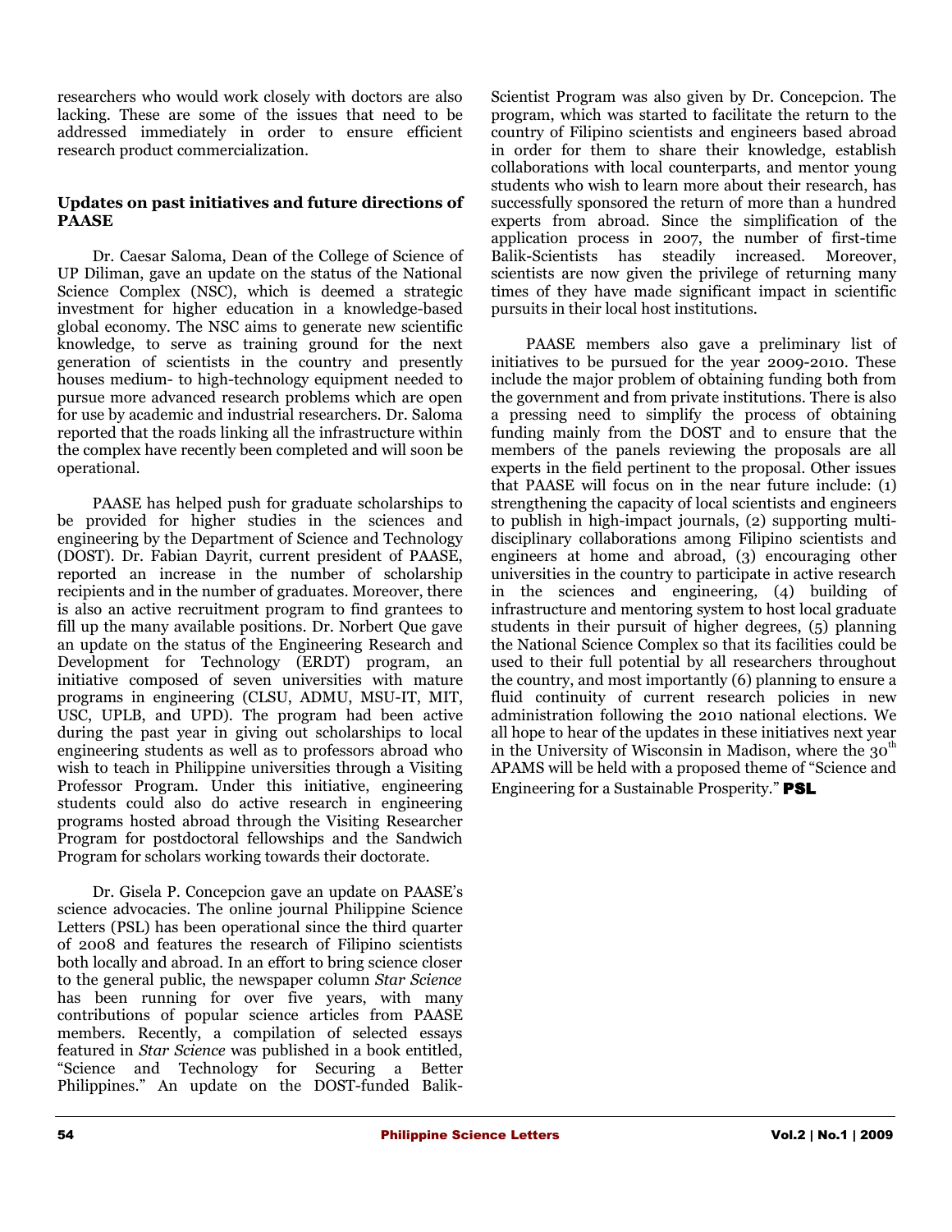researchers who would work closely with doctors are also lacking. These are some of the issues that need to be addressed immediately in order to ensure efficient research product commercialization.

### Updates on past initiatives and future directions of PAASE

Dr. Caesar Saloma, Dean of the College of Science of UP Diliman, gave an update on the status of the National Science Complex (NSC), which is deemed a strategic investment for higher education in a knowledge-based global economy. The NSC aims to generate new scientific knowledge, to serve as training ground for the next generation of scientists in the country and presently houses medium- to high-technology equipment needed to pursue more advanced research problems which are open for use by academic and industrial researchers. Dr. Saloma reported that the roads linking all the infrastructure within the complex have recently been completed and will soon be operational.

PAASE has helped push for graduate scholarships to be provided for higher studies in the sciences and engineering by the Department of Science and Technology (DOST). Dr. Fabian Dayrit, current president of PAASE, reported an increase in the number of scholarship recipients and in the number of graduates. Moreover, there is also an active recruitment program to find grantees to fill up the many available positions. Dr. Norbert Que gave an update on the status of the Engineering Research and Development for Technology (ERDT) program, an initiative composed of seven universities with mature programs in engineering (CLSU, ADMU, MSU-IT, MIT, USC, UPLB, and UPD). The program had been active during the past year in giving out scholarships to local engineering students as well as to professors abroad who wish to teach in Philippine universities through a Visiting Professor Program. Under this initiative, engineering students could also do active research in engineering programs hosted abroad through the Visiting Researcher Program for postdoctoral fellowships and the Sandwich Program for scholars working towards their doctorate.

Dr. Gisela P. Concepcion gave an update on PAASE's science advocacies. The online journal Philippine Science Letters (PSL) has been operational since the third quarter of 2008 and features the research of Filipino scientists both locally and abroad. In an effort to bring science closer to the general public, the newspaper column *Star Science* has been running for over five years, with many contributions of popular science articles from PAASE members. Recently, a compilation of selected essays featured in *Star Science* was published in a book entitled, "Science and Technology for Securing a Better Philippines." An update on the DOST-funded Balik-Scientist Program was also given by Dr. Concepcion. The program, which was started to facilitate the return to the country of Filipino scientists and engineers based abroad in order for them to share their knowledge, establish collaborations with local counterparts, and mentor young students who wish to learn more about their research, has successfully sponsored the return of more than a hundred experts from abroad. Since the simplification of the application process in 2007, the number of first-time Balik-Scientists has steadily increased. Moreover, scientists are now given the privilege of returning many times of they have made significant impact in scientific pursuits in their local host institutions.

PAASE members also gave a preliminary list of initiatives to be pursued for the year 2009-2010. These include the major problem of obtaining funding both from the government and from private institutions. There is also a pressing need to simplify the process of obtaining funding mainly from the DOST and to ensure that the members of the panels reviewing the proposals are all experts in the field pertinent to the proposal. Other issues that PAASE will focus on in the near future include: (1) strengthening the capacity of local scientists and engineers to publish in high-impact journals, (2) supporting multi-disciplinary collaborations among Filipino scientists and engineers at home and abroad, (3) encouraging other universities in the country to participate in active research in the sciences and engineering, (4) building of infrastructure and mentoring system to host local graduate students in their pursuit of higher degrees, (5) planning the National Science Complex so that its facilities could be used to their full potential by all researchers throughout the country, and most importantly (6) planning to ensure a fluid continuity of current research policies in new administration following the 2010 national elections. We all hope to hear of the updates in these initiatives next year in the University of Wisconsin in Madison, where the 30th APAMS will be held with a proposed theme of "Science and Engineering for a Sustainable Prosperity." **PSL**